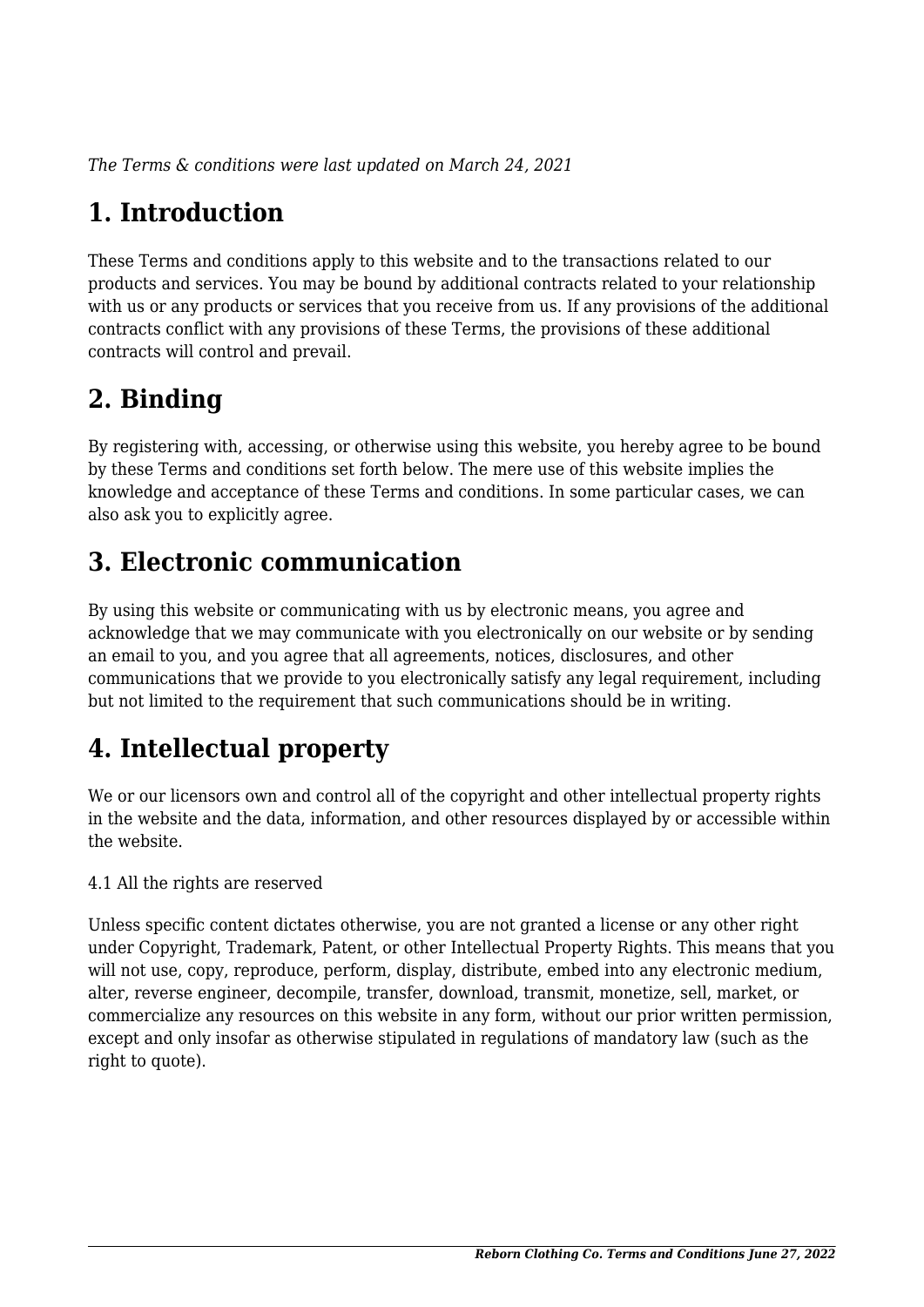*The Terms & conditions were last updated on March 24, 2021*

# 1. Introduction

These Terms and conditions apply to this website and to the transactions related to our products and services. You may be bound by additional contracts related to your relationship with us or any products or services that you receive from us. If any provisions of the additional contracts conflict with any provisions of these Terms, the provisions of these additional contracts will control and prevail.

# 2. Binding

By registering with, accessing, or otherwise using this website, you hereby agree to be bound by these Terms and conditions set forth below. The mere use of this website implies the knowledge and acceptance of these Terms and conditions. In some particular cases, we can also ask you to explicitly agree.

# 3. Electronic communication

By using this website or communicating with us by electronic means, you agree and acknowledge that we may communicate with you electronically on our website or by sending an email to you, and you agree that all agreements, notices, disclosures, and other communications that we provide to you electronically satisfy any legal requirement, including but not limited to the requirement that such communications should be in writing.

# 4. Intellectual property

We or our licensors own and control all of the copyright and other intellectual property rights in the website and the data, information, and other resources displayed by or accessible within the website.

4.1 All the rights are reserved

Unless specific content dictates otherwise, you are not granted a license or any other right under Copyright, Trademark, Patent, or other Intellectual Property Rights. This means that you will not use, copy, reproduce, perform, display, distribute, embed into any electronic medium, alter, reverse engineer, decompile, transfer, download, transmit, monetize, sell, market, or commercialize any resources on this website in any form, without our prior written permission, except and only insofar as otherwise stipulated in regulations of mandatory law (such as the right to quote).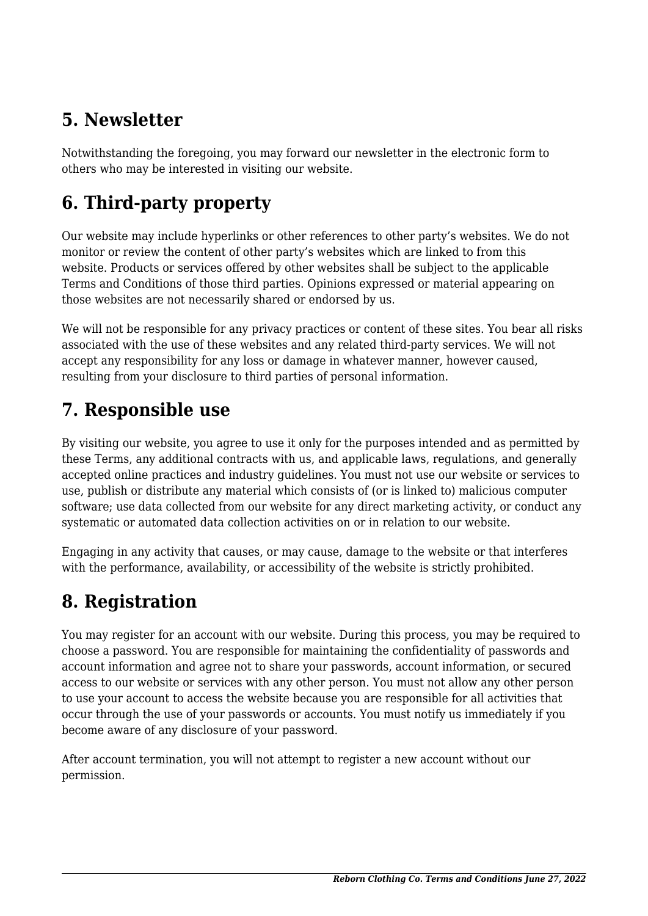## 5. Newsletter

Notwithstanding the foregoing, you may forward our newsletter in the electronic form to others who may be interested in visiting our website.

## 6. Third-party property

Our website may include hyperlinks or other references to other party's websites. We do not monitor or review the content of other party's websites which are linked to from this website. Products or services offered by other websites shall be subject to the applicable Terms and Conditions of those third parties. Opinions expressed or material appearing on those websites are not necessarily shared or endorsed by us.

We will not be responsible for any privacy practices or content of these sites. You bear all risks associated with the use of these websites and any related third-party services. We will not accept any responsibility for any loss or damage in whatever manner, however caused, resulting from your disclosure to third parties of personal information.

## 7. Responsible use

By visiting our website, you agree to use it only for the purposes intended and as permitted by these Terms, any additional contracts with us, and applicable laws, regulations, and generally accepted online practices and industry guidelines. You must not use our website or services to use, publish or distribute any material which consists of (or is linked to) malicious computer software; use data collected from our website for any direct marketing activity, or conduct any systematic or automated data collection activities on or in relation to our website.

Engaging in any activity that causes, or may cause, damage to the website or that interferes with the performance, availability, or accessibility of the website is strictly prohibited.

## 8. Registration

You may register for an account with our website. During this process, you may be required to choose a password. You are responsible for maintaining the confidentiality of passwords and account information and agree not to share your passwords, account information, or secured access to our website or services with any other person. You must not allow any other person to use your account to access the website because you are responsible for all activities that occur through the use of your passwords or accounts. You must notify us immediately if you become aware of any disclosure of your password.

After account termination, you will not attempt to register a new account without our permission.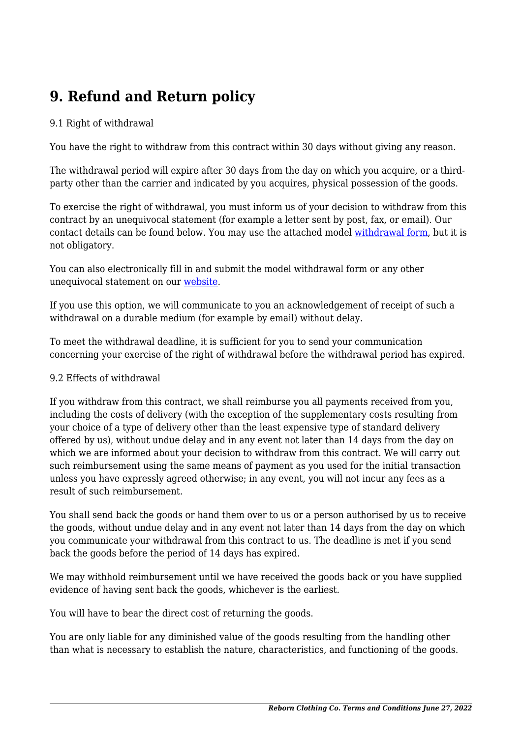## 9. Refund and Return policy

9.1 Right of withdrawal

You have the right to withdraw from this contract within 30 days without giving any reason.

The withdrawal period will expire after 30 days from the day on which you acquire, or a third-party other than the carrier and indicated by you acquires, physical possession of the goods.

To exercise the right of withdrawal, you must inform us of your decision to withdraw from this contract by an unequivocal statement (for example a letter sent by post, fax, or email). Our contact details can be found below. You may use the attached model withdrawal form, but it is not obligatory.

You can also electronically fill in and submit the model withdrawal form or any other unequivocal statement on our website.

If you use this option, we will communicate to you an acknowledgement of receipt of such a withdrawal on a durable medium (for example by email) without delay.

To meet the withdrawal deadline, it is sufficient for you to send your communication concerning your exercise of the right of withdrawal before the withdrawal period has expired.

9.2 Effects of withdrawal

If you withdraw from this contract, we shall reimburse you all payments received from you, including the costs of delivery (with the exception of the supplementary costs resulting from your choice of a type of delivery other than the least expensive type of standard delivery offered by us), without undue delay and in any event not later than 14 days from the day on which we are informed about your decision to withdraw from this contract. We will carry out such reimbursement using the same means of payment as you used for the initial transaction unless you have expressly agreed otherwise; in any event, you will not incur any fees as a result of such reimbursement.

You shall send back the goods or hand them over to us or a person authorised by us to receive the goods, without undue delay and in any event not later than 14 days from the day on which you communicate your withdrawal from this contract to us. The deadline is met if you send back the goods before the period of 14 days has expired.

We may withhold reimbursement until we have received the goods back or you have supplied evidence of having sent back the goods, whichever is the earliest.

You will have to bear the direct cost of returning the goods.

You are only liable for any diminished value of the goods resulting from the handling other than what is necessary to establish the nature, characteristics, and functioning of the goods.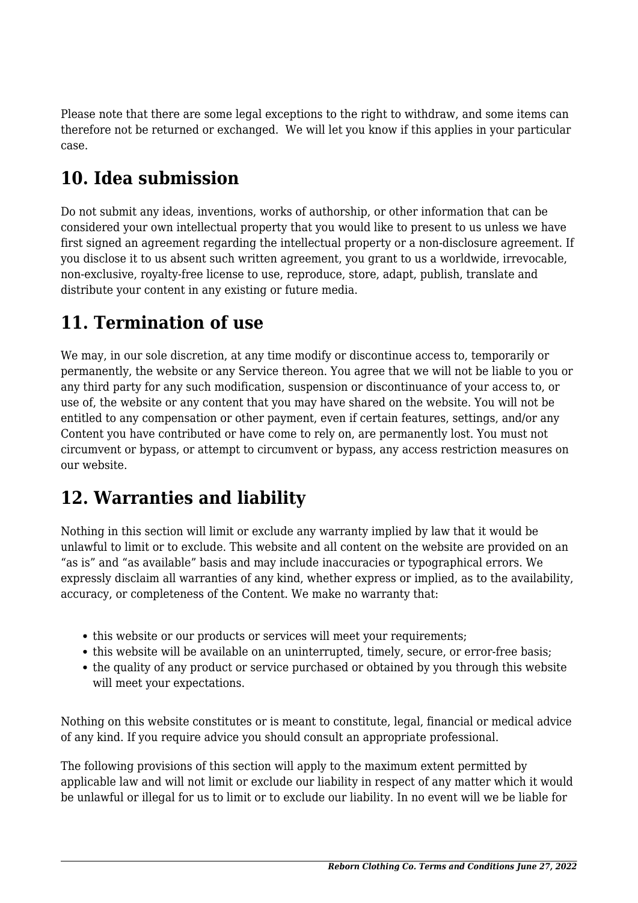Please note that there are some legal exceptions to the right to withdraw, and some items can therefore not be returned or exchanged.  We will let you know if this applies in your particular case.

## 10. Idea submission

Do not submit any ideas, inventions, works of authorship, or other information that can be considered your own intellectual property that you would like to present to us unless we have first signed an agreement regarding the intellectual property or a non-disclosure agreement. If you disclose it to us absent such written agreement, you grant to us a worldwide, irrevocable, non-exclusive, royalty-free license to use, reproduce, store, adapt, publish, translate and distribute your content in any existing or future media.

## 11. Termination of use

We may, in our sole discretion, at any time modify or discontinue access to, temporarily or permanently, the website or any Service thereon. You agree that we will not be liable to you or any third party for any such modification, suspension or discontinuance of your access to, or use of, the website or any content that you may have shared on the website. You will not be entitled to any compensation or other payment, even if certain features, settings, and/or any Content you have contributed or have come to rely on, are permanently lost. You must not circumvent or bypass, or attempt to circumvent or bypass, any access restriction measures on our website.

## 12. Warranties and liability

Nothing in this section will limit or exclude any warranty implied by law that it would be unlawful to limit or to exclude. This website and all content on the website are provided on an "as is" and "as available" basis and may include inaccuracies or typographical errors. We expressly disclaim all warranties of any kind, whether express or implied, as to the availability, accuracy, or completeness of the Content. We make no warranty that:

- this website or our products or services will meet your requirements;
- this website will be available on an uninterrupted, timely, secure, or error-free basis;
- the quality of any product or service purchased or obtained by you through this website will meet your expectations.

Nothing on this website constitutes or is meant to constitute, legal, financial or medical advice of any kind. If you require advice you should consult an appropriate professional.

The following provisions of this section will apply to the maximum extent permitted by applicable law and will not limit or exclude our liability in respect of any matter which it would be unlawful or illegal for us to limit or to exclude our liability. In no event will we be liable for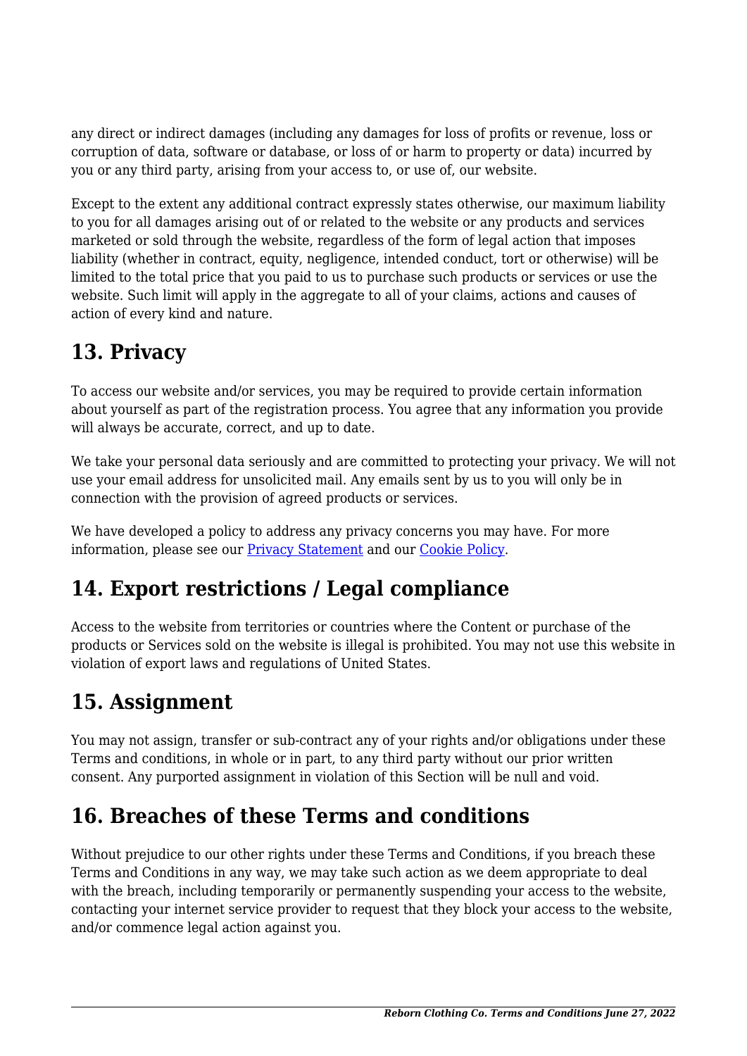any direct or indirect damages (including any damages for loss of profits or revenue, loss or corruption of data, software or database, or loss of or harm to property or data) incurred by you or any third party, arising from your access to, or use of, our website.

Except to the extent any additional contract expressly states otherwise, our maximum liability to you for all damages arising out of or related to the website or any products and services marketed or sold through the website, regardless of the form of legal action that imposes liability (whether in contract, equity, negligence, intended conduct, tort or otherwise) will be limited to the total price that you paid to us to purchase such products or services or use the website. Such limit will apply in the aggregate to all of your claims, actions and causes of action of every kind and nature.

## 13. Privacy

To access our website and/or services, you may be required to provide certain information about yourself as part of the registration process. You agree that any information you provide will always be accurate, correct, and up to date.

We take your personal data seriously and are committed to protecting your privacy. We will not use your email address for unsolicited mail. Any emails sent by us to you will only be in connection with the provision of agreed products or services.

We have developed a policy to address any privacy concerns you may have. For more information, please see our [Privacy Statement]() and our [Cookie Policy]().

## 14. Export restrictions / Legal compliance

Access to the website from territories or countries where the Content or purchase of the products or Services sold on the website is illegal is prohibited. You may not use this website in violation of export laws and regulations of United States.

## 15. Assignment

You may not assign, transfer or sub-contract any of your rights and/or obligations under these Terms and conditions, in whole or in part, to any third party without our prior written consent. Any purported assignment in violation of this Section will be null and void.

## 16. Breaches of these Terms and conditions

Without prejudice to our other rights under these Terms and Conditions, if you breach these Terms and Conditions in any way, we may take such action as we deem appropriate to deal with the breach, including temporarily or permanently suspending your access to the website, contacting your internet service provider to request that they block your access to the website, and/or commence legal action against you.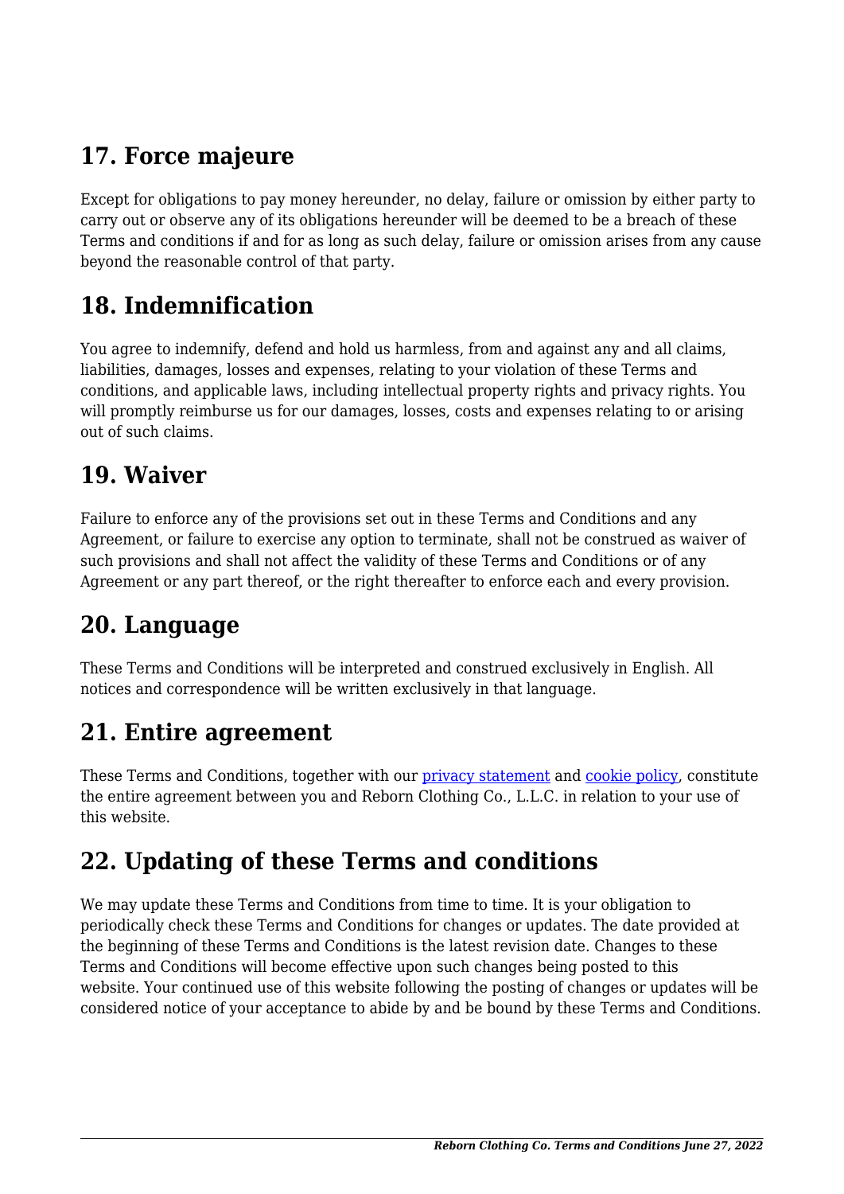## 17. Force majeure

Except for obligations to pay money hereunder, no delay, failure or omission by either party to carry out or observe any of its obligations hereunder will be deemed to be a breach of these Terms and conditions if and for as long as such delay, failure or omission arises from any cause beyond the reasonable control of that party.

## 18. Indemnification

You agree to indemnify, defend and hold us harmless, from and against any and all claims, liabilities, damages, losses and expenses, relating to your violation of these Terms and conditions, and applicable laws, including intellectual property rights and privacy rights. You will promptly reimburse us for our damages, losses, costs and expenses relating to or arising out of such claims.

## 19. Waiver

Failure to enforce any of the provisions set out in these Terms and Conditions and any Agreement, or failure to exercise any option to terminate, shall not be construed as waiver of such provisions and shall not affect the validity of these Terms and Conditions or of any Agreement or any part thereof, or the right thereafter to enforce each and every provision.

## 20. Language

These Terms and Conditions will be interpreted and construed exclusively in English. All notices and correspondence will be written exclusively in that language.

## 21. Entire agreement

These Terms and Conditions, together with our privacy statement and cookie policy, constitute the entire agreement between you and Reborn Clothing Co., L.L.C. in relation to your use of this website.

## 22. Updating of these Terms and conditions

We may update these Terms and Conditions from time to time. It is your obligation to periodically check these Terms and Conditions for changes or updates. The date provided at the beginning of these Terms and Conditions is the latest revision date. Changes to these Terms and Conditions will become effective upon such changes being posted to this website. Your continued use of this website following the posting of changes or updates will be considered notice of your acceptance to abide by and be bound by these Terms and Conditions.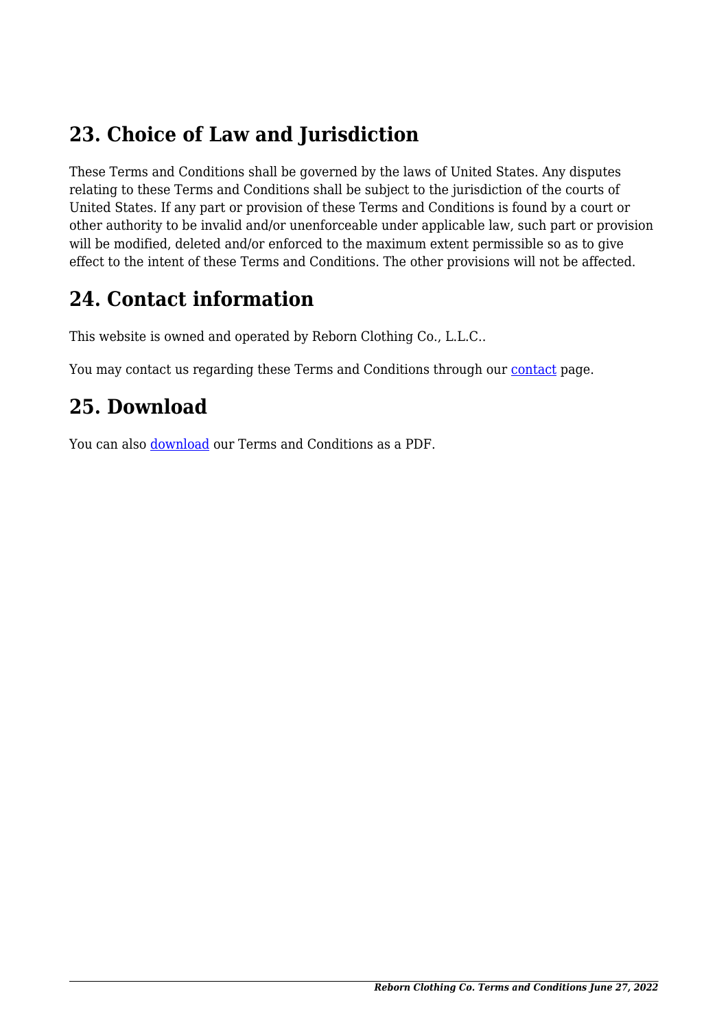## 23. Choice of Law and Jurisdiction

These Terms and Conditions shall be governed by the laws of United States. Any disputes relating to these Terms and Conditions shall be subject to the jurisdiction of the courts of United States. If any part or provision of these Terms and Conditions is found by a court or other authority to be invalid and/or unenforceable under applicable law, such part or provision will be modified, deleted and/or enforced to the maximum extent permissible so as to give effect to the intent of these Terms and Conditions. The other provisions will not be affected.

## 24. Contact information

This website is owned and operated by Reborn Clothing Co., L.L.C..

You may contact us regarding these Terms and Conditions through our contact page.

## 25. Download

You can also download our Terms and Conditions as a PDF.